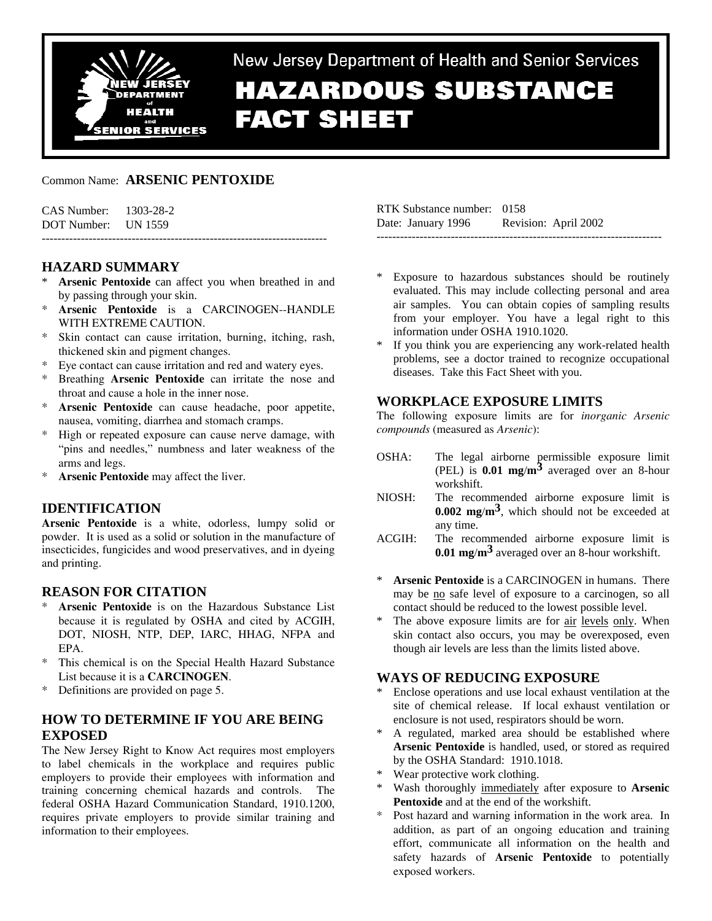New Jersey Department of Health and Senior Services

# HAZARDOUS SUBSTANCE FACT SHEET

Common Name: **ARSENIC PENTOXIDE**

CAS Number: 1303-28-2
DOT Number: UN 1559

RTK Substance number: 0158
Date: January 1996 Revision: April 2002

---

## HAZARD SUMMARY

* **Arsenic Pentoxide** can affect you when breathed in and by passing through your skin.
* **Arsenic Pentoxide** is a CARCINOGEN--HANDLE WITH EXTREME CAUTION.
* Skin contact can cause irritation, burning, itching, rash, thickened skin and pigment changes.
* Eye contact can cause irritation and red and watery eyes.
* Breathing **Arsenic Pentoxide** can irritate the nose and throat and cause a hole in the inner nose.
* **Arsenic Pentoxide** can cause headache, poor appetite, nausea, vomiting, diarrhea and stomach cramps.
* High or repeated exposure can cause nerve damage, with "pins and needles," numbness and later weakness of the arms and legs.
* **Arsenic Pentoxide** may affect the liver.

## IDENTIFICATION

**Arsenic Pentoxide** is a white, odorless, lumpy solid or powder. It is used as a solid or solution in the manufacture of insecticides, fungicides and wood preservatives, and in dyeing and printing.

## REASON FOR CITATION

* **Arsenic Pentoxide** is on the Hazardous Substance List because it is regulated by OSHA and cited by ACGIH, DOT, NIOSH, NTP, DEP, IARC, HHAG, NFPA and EPA.
* This chemical is on the Special Health Hazard Substance List because it is a **CARCINOGEN**.
* Definitions are provided on page 5.

## HOW TO DETERMINE IF YOU ARE BEING EXPOSED

The New Jersey Right to Know Act requires most employers to label chemicals in the workplace and requires public employers to provide their employees with information and training concerning chemical hazards and controls. The federal OSHA Hazard Communication Standard, 1910.1200, requires private employers to provide similar training and information to their employees.

* Exposure to hazardous substances should be routinely evaluated. This may include collecting personal and area air samples. You can obtain copies of sampling results from your employer. You have a legal right to this information under OSHA 1910.1020.
* If you think you are experiencing any work-related health problems, see a doctor trained to recognize occupational diseases. Take this Fact Sheet with you.

## WORKPLACE EXPOSURE LIMITS

The following exposure limits are for *inorganic Arsenic compounds* (measured as *Arsenic*):

OSHA: The legal airborne permissible exposure limit (PEL) is **0.01 mg/m$^3$** averaged over an 8-hour workshift.

NIOSH: The recommended airborne exposure limit is **0.002 mg/m$^3$**, which should not be exceeded at any time.

ACGIH: The recommended airborne exposure limit is **0.01 mg/m$^3$** averaged over an 8-hour workshift.

* **Arsenic Pentoxide** is a CARCINOGEN in humans. There may be no safe level of exposure to a carcinogen, so all contact should be reduced to the lowest possible level.
* The above exposure limits are for air levels only. When skin contact also occurs, you may be overexposed, even though air levels are less than the limits listed above.

## WAYS OF REDUCING EXPOSURE

* Enclose operations and use local exhaust ventilation at the site of chemical release. If local exhaust ventilation or enclosure is not used, respirators should be worn.
* A regulated, marked area should be established where **Arsenic Pentoxide** is handled, used, or stored as required by the OSHA Standard: 1910.1018.
* Wear protective work clothing.
* Wash thoroughly immediately after exposure to **Arsenic Pentoxide** and at the end of the workshift.
* Post hazard and warning information in the work area. In addition, as part of an ongoing education and training effort, communicate all information on the health and safety hazards of **Arsenic Pentoxide** to potentially exposed workers.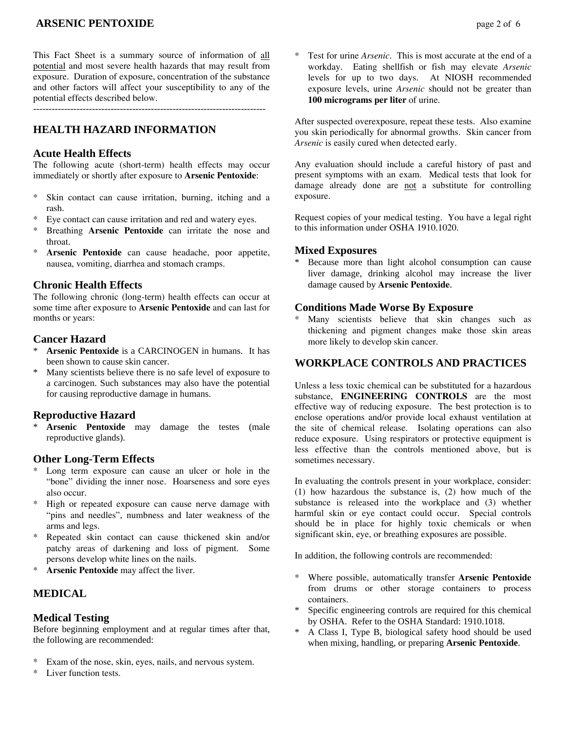This Fact Sheet is a summary source of information of all potential and most severe health hazards that may result from exposure. Duration of exposure, concentration of the substance and other factors will affect your susceptibility to any of the potential effects described below.

---------------------------------------------------------------------------

## HEALTH HAZARD INFORMATION

### Acute Health Effects

The following acute (short-term) health effects may occur immediately or shortly after exposure to **Arsenic Pentoxide**:

* Skin contact can cause irritation, burning, itching and a rash.
* Eye contact can cause irritation and red and watery eyes.
* Breathing **Arsenic Pentoxide** can irritate the nose and throat.
* **Arsenic Pentoxide** can cause headache, poor appetite, nausea, vomiting, diarrhea and stomach cramps.

### Chronic Health Effects

The following chronic (long-term) health effects can occur at some time after exposure to **Arsenic Pentoxide** and can last for months or years:

### Cancer Hazard

* **Arsenic Pentoxide** is a CARCINOGEN in humans. It has been shown to cause skin cancer.
* Many scientists believe there is no safe level of exposure to a carcinogen. Such substances may also have the potential for causing reproductive damage in humans.

### Reproductive Hazard

* **Arsenic Pentoxide** may damage the testes (male reproductive glands).

### Other Long-Term Effects

* Long term exposure can cause an ulcer or hole in the "bone" dividing the inner nose. Hoarseness and sore eyes also occur.
* High or repeated exposure can cause nerve damage with "pins and needles", numbness and later weakness of the arms and legs.
* Repeated skin contact can cause thickened skin and/or patchy areas of darkening and loss of pigment. Some persons develop white lines on the nails.
* **Arsenic Pentoxide** may affect the liver.

## MEDICAL

### Medical Testing

Before beginning employment and at regular times after that, the following are recommended:

* Exam of the nose, skin, eyes, nails, and nervous system.
* Liver function tests.
* Test for urine *Arsenic*. This is most accurate at the end of a workday. Eating shellfish or fish may elevate *Arsenic* levels for up to two days. At NIOSH recommended exposure levels, urine *Arsenic* should not be greater than **100 micrograms per liter** of urine.

After suspected overexposure, repeat these tests. Also examine you skin periodically for abnormal growths. Skin cancer from *Arsenic* is easily cured when detected early.

Any evaluation should include a careful history of past and present symptoms with an exam. Medical tests that look for damage already done are not a substitute for controlling exposure.

Request copies of your medical testing. You have a legal right to this information under OSHA 1910.1020.

### Mixed Exposures

* Because more than light alcohol consumption can cause liver damage, drinking alcohol may increase the liver damage caused by **Arsenic Pentoxide**.

### Conditions Made Worse By Exposure

* Many scientists believe that skin changes such as thickening and pigment changes make those skin areas more likely to develop skin cancer.

## WORKPLACE CONTROLS AND PRACTICES

Unless a less toxic chemical can be substituted for a hazardous substance, **ENGINEERING CONTROLS** are the most effective way of reducing exposure. The best protection is to enclose operations and/or provide local exhaust ventilation at the site of chemical release. Isolating operations can also reduce exposure. Using respirators or protective equipment is less effective than the controls mentioned above, but is sometimes necessary.

In evaluating the controls present in your workplace, consider: (1) how hazardous the substance is, (2) how much of the substance is released into the workplace and (3) whether harmful skin or eye contact could occur. Special controls should be in place for highly toxic chemicals or when significant skin, eye, or breathing exposures are possible.

In addition, the following controls are recommended:

* Where possible, automatically transfer **Arsenic Pentoxide** from drums or other storage containers to process containers.
* Specific engineering controls are required for this chemical by OSHA. Refer to the OSHA Standard: 1910.1018.
* A Class I, Type B, biological safety hood should be used when mixing, handling, or preparing **Arsenic Pentoxide**.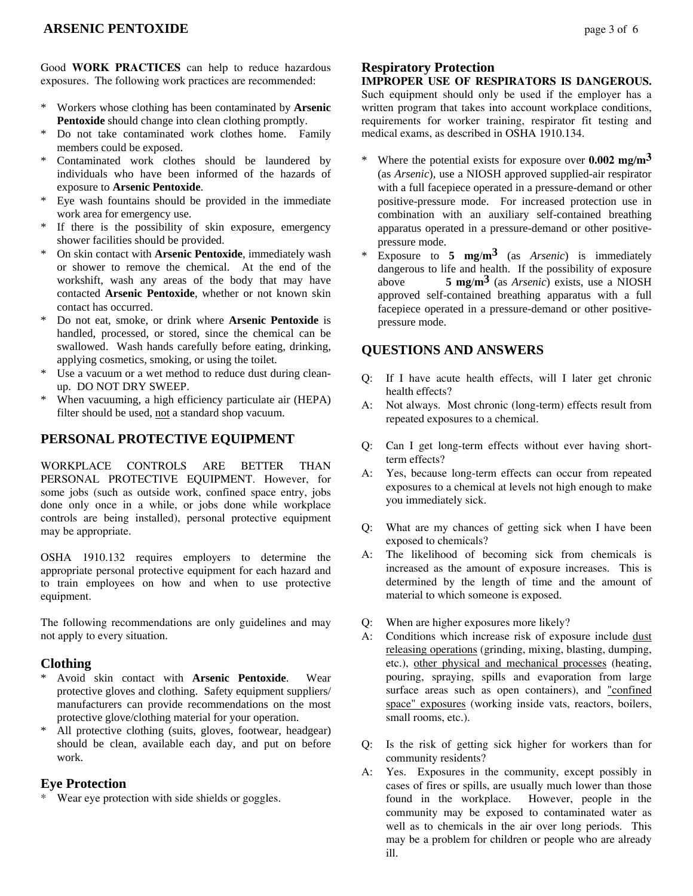Good **WORK PRACTICES** can help to reduce hazardous exposures. The following work practices are recommended:

* Workers whose clothing has been contaminated by **Arsenic Pentoxide** should change into clean clothing promptly.
* Do not take contaminated work clothes home. Family members could be exposed.
* Contaminated work clothes should be laundered by individuals who have been informed of the hazards of exposure to **Arsenic Pentoxide**.
* Eye wash fountains should be provided in the immediate work area for emergency use.
* If there is the possibility of skin exposure, emergency shower facilities should be provided.
* On skin contact with **Arsenic Pentoxide**, immediately wash or shower to remove the chemical. At the end of the workshift, wash any areas of the body that may have contacted **Arsenic Pentoxide**, whether or not known skin contact has occurred.
* Do not eat, smoke, or drink where **Arsenic Pentoxide** is handled, processed, or stored, since the chemical can be swallowed. Wash hands carefully before eating, drinking, applying cosmetics, smoking, or using the toilet.
* Use a vacuum or a wet method to reduce dust during clean-up. DO NOT DRY SWEEP.
* When vacuuming, a high efficiency particulate air (HEPA) filter should be used, not a standard shop vacuum.

## PERSONAL PROTECTIVE EQUIPMENT

WORKPLACE CONTROLS ARE BETTER THAN PERSONAL PROTECTIVE EQUIPMENT. However, for some jobs (such as outside work, confined space entry, jobs done only once in a while, or jobs done while workplace controls are being installed), personal protective equipment may be appropriate.

OSHA 1910.132 requires employers to determine the appropriate personal protective equipment for each hazard and to train employees on how and when to use protective equipment.

The following recommendations are only guidelines and may not apply to every situation.

### Clothing

* Avoid skin contact with **Arsenic Pentoxide**. Wear protective gloves and clothing. Safety equipment suppliers/ manufacturers can provide recommendations on the most protective glove/clothing material for your operation.
* All protective clothing (suits, gloves, footwear, headgear) should be clean, available each day, and put on before work.

### Eye Protection

* Wear eye protection with side shields or goggles.

### Respiratory Protection

**IMPROPER USE OF RESPIRATORS IS DANGEROUS.** Such equipment should only be used if the employer has a written program that takes into account workplace conditions, requirements for worker training, respirator fit testing and medical exams, as described in OSHA 1910.134.

* Where the potential exists for exposure over **0.002 mg/m$^3$** (as *Arsenic*), use a NIOSH approved supplied-air respirator with a full facepiece operated in a pressure-demand or other positive-pressure mode. For increased protection use in combination with an auxiliary self-contained breathing apparatus operated in a pressure-demand or other positive-pressure mode.
* Exposure to **5 mg/m$^3$** (as *Arsenic*) is immediately dangerous to life and health. If the possibility of exposure above **5 mg/m$^3$** (as *Arsenic*) exists, use a NIOSH approved self-contained breathing apparatus with a full facepiece operated in a pressure-demand or other positive-pressure mode.

## QUESTIONS AND ANSWERS

Q: If I have acute health effects, will I later get chronic health effects?

A: Not always. Most chronic (long-term) effects result from repeated exposures to a chemical.

Q: Can I get long-term effects without ever having short-term effects?

A: Yes, because long-term effects can occur from repeated exposures to a chemical at levels not high enough to make you immediately sick.

Q: What are my chances of getting sick when I have been exposed to chemicals?

A: The likelihood of becoming sick from chemicals is increased as the amount of exposure increases. This is determined by the length of time and the amount of material to which someone is exposed.

Q: When are higher exposures more likely?

A: Conditions which increase risk of exposure include dust releasing operations (grinding, mixing, blasting, dumping, etc.), other physical and mechanical processes (heating, pouring, spraying, spills and evaporation from large surface areas such as open containers), and "confined space" exposures (working inside vats, reactors, boilers, small rooms, etc.).

Q: Is the risk of getting sick higher for workers than for community residents?

A: Yes. Exposures in the community, except possibly in cases of fires or spills, are usually much lower than those found in the workplace. However, people in the community may be exposed to contaminated water as well as to chemicals in the air over long periods. This may be a problem for children or people who are already ill.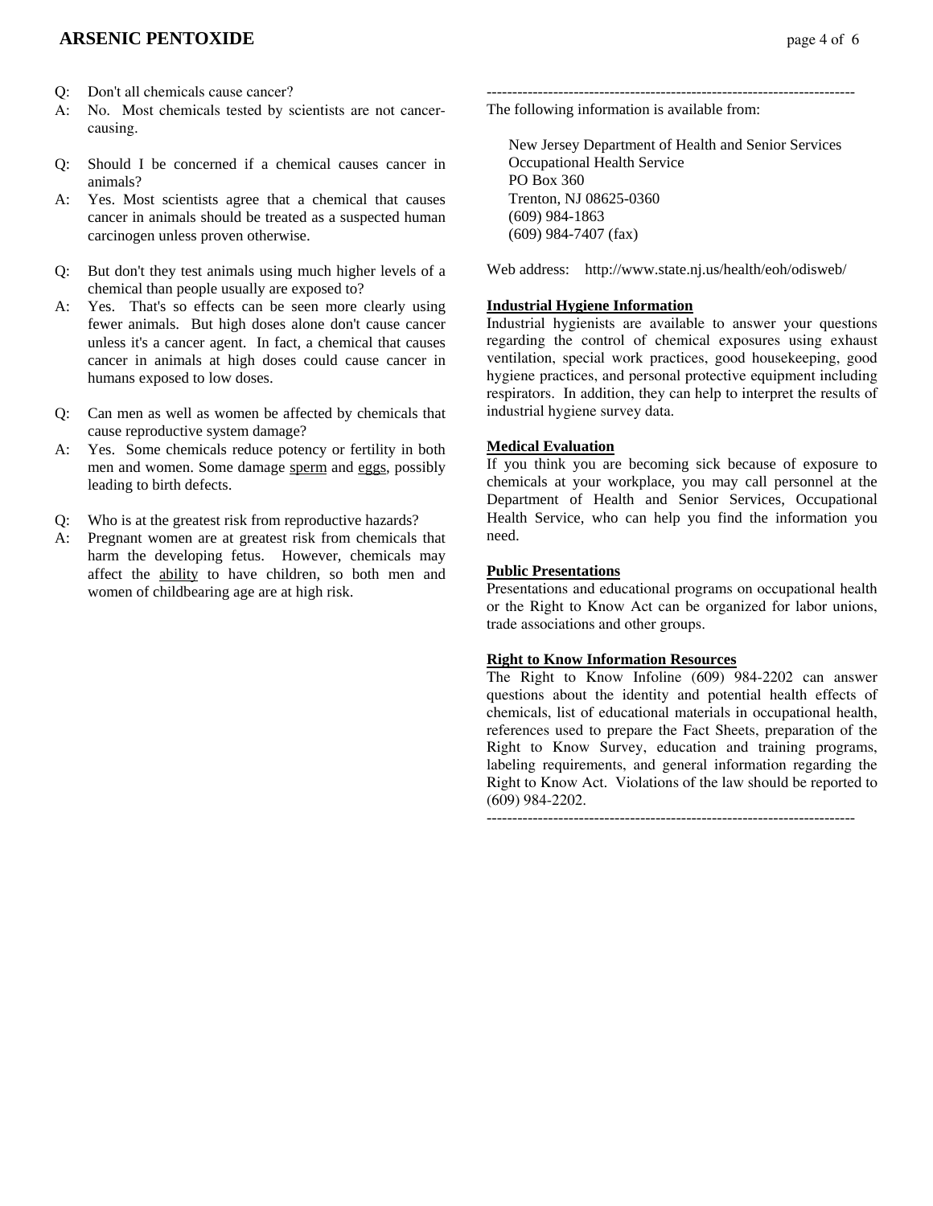Q: Don't all chemicals cause cancer?

A: No. Most chemicals tested by scientists are not cancer-causing.

Q: Should I be concerned if a chemical causes cancer in animals?

A: Yes. Most scientists agree that a chemical that causes cancer in animals should be treated as a suspected human carcinogen unless proven otherwise.

Q: But don't they test animals using much higher levels of a chemical than people usually are exposed to?

A: Yes. That's so effects can be seen more clearly using fewer animals. But high doses alone don't cause cancer unless it's a cancer agent. In fact, a chemical that causes cancer in animals at high doses could cause cancer in humans exposed to low doses.

Q: Can men as well as women be affected by chemicals that cause reproductive system damage?

A: Yes. Some chemicals reduce potency or fertility in both men and women. Some damage sperm and eggs, possibly leading to birth defects.

Q: Who is at the greatest risk from reproductive hazards?

A: Pregnant women are at greatest risk from chemicals that harm the developing fetus. However, chemicals may affect the ability to have children, so both men and women of childbearing age are at high risk.

------------------------------------------------------------------------

The following information is available from:

New Jersey Department of Health and Senior Services
Occupational Health Service
PO Box 360
Trenton, NJ 08625-0360
(609) 984-1863
(609) 984-7407 (fax)

Web address: http://www.state.nj.us/health/eoh/odisweb/

**Industrial Hygiene Information**

Industrial hygienists are available to answer your questions regarding the control of chemical exposures using exhaust ventilation, special work practices, good housekeeping, good hygiene practices, and personal protective equipment including respirators. In addition, they can help to interpret the results of industrial hygiene survey data.

**Medical Evaluation**

If you think you are becoming sick because of exposure to chemicals at your workplace, you may call personnel at the Department of Health and Senior Services, Occupational Health Service, who can help you find the information you need.

**Public Presentations**

Presentations and educational programs on occupational health or the Right to Know Act can be organized for labor unions, trade associations and other groups.

**Right to Know Information Resources**

The Right to Know Infoline (609) 984-2202 can answer questions about the identity and potential health effects of chemicals, list of educational materials in occupational health, references used to prepare the Fact Sheets, preparation of the Right to Know Survey, education and training programs, labeling requirements, and general information regarding the Right to Know Act. Violations of the law should be reported to (609) 984-2202.

------------------------------------------------------------------------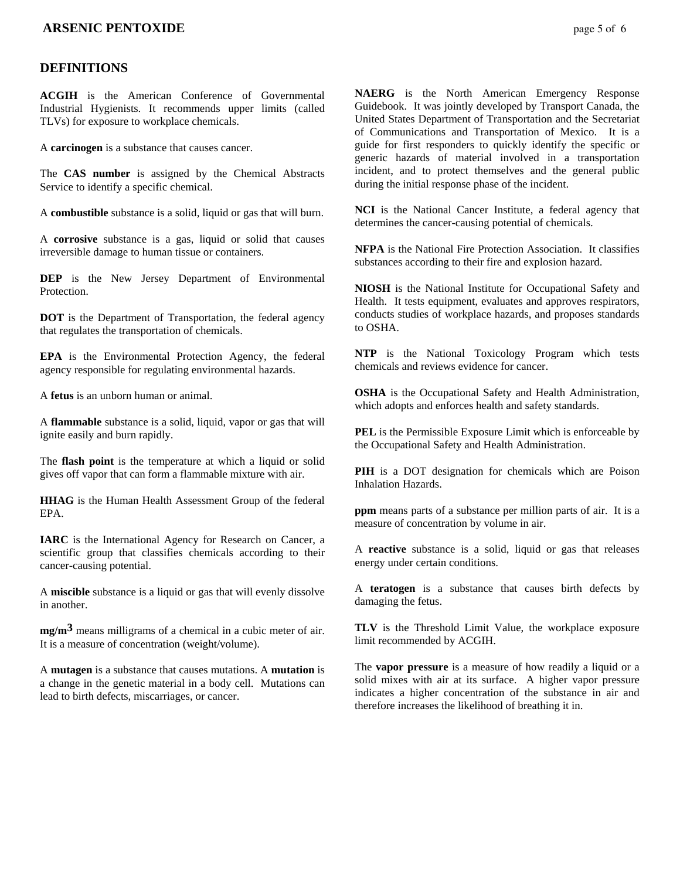## DEFINITIONS

**ACGIH** is the American Conference of Governmental Industrial Hygienists. It recommends upper limits (called TLVs) for exposure to workplace chemicals.

A **carcinogen** is a substance that causes cancer.

The **CAS number** is assigned by the Chemical Abstracts Service to identify a specific chemical.

A **combustible** substance is a solid, liquid or gas that will burn.

A **corrosive** substance is a gas, liquid or solid that causes irreversible damage to human tissue or containers.

**DEP** is the New Jersey Department of Environmental Protection.

**DOT** is the Department of Transportation, the federal agency that regulates the transportation of chemicals.

**EPA** is the Environmental Protection Agency, the federal agency responsible for regulating environmental hazards.

A **fetus** is an unborn human or animal.

A **flammable** substance is a solid, liquid, vapor or gas that will ignite easily and burn rapidly.

The **flash point** is the temperature at which a liquid or solid gives off vapor that can form a flammable mixture with air.

**HHAG** is the Human Health Assessment Group of the federal EPA.

**IARC** is the International Agency for Research on Cancer, a scientific group that classifies chemicals according to their cancer-causing potential.

A **miscible** substance is a liquid or gas that will evenly dissolve in another.

**$mg/m^3$** means milligrams of a chemical in a cubic meter of air. It is a measure of concentration (weight/volume).

A **mutagen** is a substance that causes mutations. A **mutation** is a change in the genetic material in a body cell. Mutations can lead to birth defects, miscarriages, or cancer.

**NAERG** is the North American Emergency Response Guidebook. It was jointly developed by Transport Canada, the United States Department of Transportation and the Secretariat of Communications and Transportation of Mexico. It is a guide for first responders to quickly identify the specific or generic hazards of material involved in a transportation incident, and to protect themselves and the general public during the initial response phase of the incident.

**NCI** is the National Cancer Institute, a federal agency that determines the cancer-causing potential of chemicals.

**NFPA** is the National Fire Protection Association. It classifies substances according to their fire and explosion hazard.

**NIOSH** is the National Institute for Occupational Safety and Health. It tests equipment, evaluates and approves respirators, conducts studies of workplace hazards, and proposes standards to OSHA.

**NTP** is the National Toxicology Program which tests chemicals and reviews evidence for cancer.

**OSHA** is the Occupational Safety and Health Administration, which adopts and enforces health and safety standards.

**PEL** is the Permissible Exposure Limit which is enforceable by the Occupational Safety and Health Administration.

**PIH** is a DOT designation for chemicals which are Poison Inhalation Hazards.

**ppm** means parts of a substance per million parts of air. It is a measure of concentration by volume in air.

A **reactive** substance is a solid, liquid or gas that releases energy under certain conditions.

A **teratogen** is a substance that causes birth defects by damaging the fetus.

**TLV** is the Threshold Limit Value, the workplace exposure limit recommended by ACGIH.

The **vapor pressure** is a measure of how readily a liquid or a solid mixes with air at its surface. A higher vapor pressure indicates a higher concentration of the substance in air and therefore increases the likelihood of breathing it in.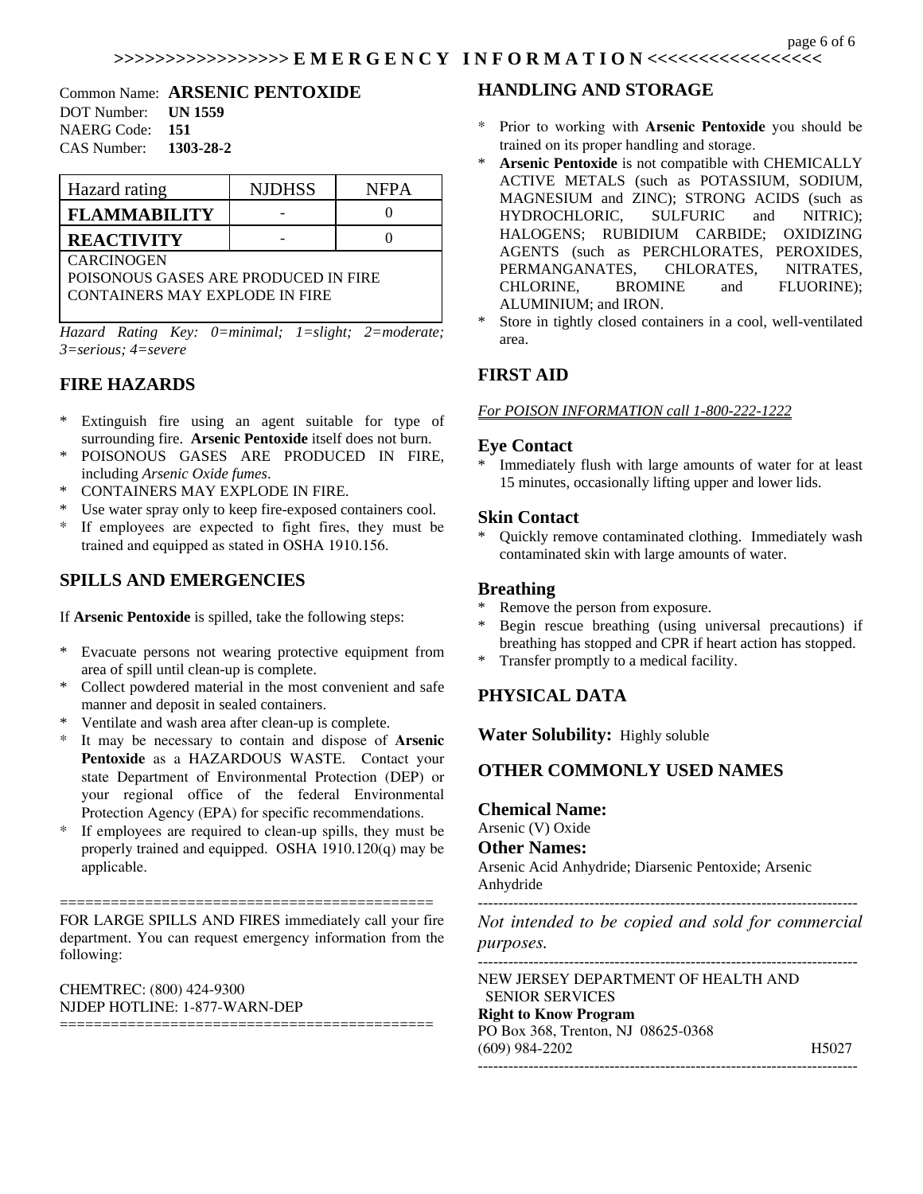# >>>>>>>>>>>>>>>>> E M E R G E N C Y   I N F O R M A T I O N <<<<<<<<<<<<<<<<<

Common Name: **ARSENIC PENTOXIDE**
DOT Number: **UN 1559**
NAERG Code: **151**
CAS Number: **1303-28-2**

| Hazard rating | NJDHSS | NFPA |
|---|---|---|
| **FLAMMABILITY** | - | 0 |
| **REACTIVITY** | - | 0 |
| CARCINOGEN<br>POISONOUS GASES ARE PRODUCED IN FIRE<br>CONTAINERS MAY EXPLODE IN FIRE | | |

*Hazard Rating Key: 0=minimal; 1=slight; 2=moderate; 3=serious; 4=severe*

## FIRE HAZARDS

* Extinguish fire using an agent suitable for type of surrounding fire. **Arsenic Pentoxide** itself does not burn.
* POISONOUS GASES ARE PRODUCED IN FIRE, including *Arsenic Oxide fumes*.
* CONTAINERS MAY EXPLODE IN FIRE.
* Use water spray only to keep fire-exposed containers cool.
* If employees are expected to fight fires, they must be trained and equipped as stated in OSHA 1910.156.

## SPILLS AND EMERGENCIES

If **Arsenic Pentoxide** is spilled, take the following steps:

* Evacuate persons not wearing protective equipment from area of spill until clean-up is complete.
* Collect powdered material in the most convenient and safe manner and deposit in sealed containers.
* Ventilate and wash area after clean-up is complete.
* It may be necessary to contain and dispose of **Arsenic Pentoxide** as a HAZARDOUS WASTE. Contact your state Department of Environmental Protection (DEP) or your regional office of the federal Environmental Protection Agency (EPA) for specific recommendations.
* If employees are required to clean-up spills, they must be properly trained and equipped. OSHA 1910.120(q) may be applicable.

===========================================

FOR LARGE SPILLS AND FIRES immediately call your fire department. You can request emergency information from the following:

CHEMTREC: (800) 424-9300
NJDEP HOTLINE: 1-877-WARN-DEP

===========================================

## HANDLING AND STORAGE

* Prior to working with **Arsenic Pentoxide** you should be trained on its proper handling and storage.
* **Arsenic Pentoxide** is not compatible with CHEMICALLY ACTIVE METALS (such as POTASSIUM, SODIUM, MAGNESIUM and ZINC); STRONG ACIDS (such as HYDROCHLORIC, SULFURIC and NITRIC); HALOGENS; RUBIDIUM CARBIDE; OXIDIZING AGENTS (such as PERCHLORATES, PEROXIDES, PERMANGANATES, CHLORATES, NITRATES, CHLORINE, BROMINE and FLUORINE); ALUMINIUM; and IRON.
* Store in tightly closed containers in a cool, well-ventilated area.

## FIRST AID

*For POISON INFORMATION call 1-800-222-1222*

### Eye Contact

* Immediately flush with large amounts of water for at least 15 minutes, occasionally lifting upper and lower lids.

### Skin Contact

* Quickly remove contaminated clothing. Immediately wash contaminated skin with large amounts of water.

### Breathing

* Remove the person from exposure.
* Begin rescue breathing (using universal precautions) if breathing has stopped and CPR if heart action has stopped.
* Transfer promptly to a medical facility.

## PHYSICAL DATA

**Water Solubility:** Highly soluble

## OTHER COMMONLY USED NAMES

### Chemical Name:

Arsenic (V) Oxide

### Other Names:

Arsenic Acid Anhydride; Diarsenic Pentoxide; Arsenic Anhydride

---

*Not intended to be copied and sold for commercial purposes.*

---

NEW JERSEY DEPARTMENT OF HEALTH AND SENIOR SERVICES
**Right to Know Program**
PO Box 368, Trenton, NJ 08625-0368
(609) 984-2202 H5027